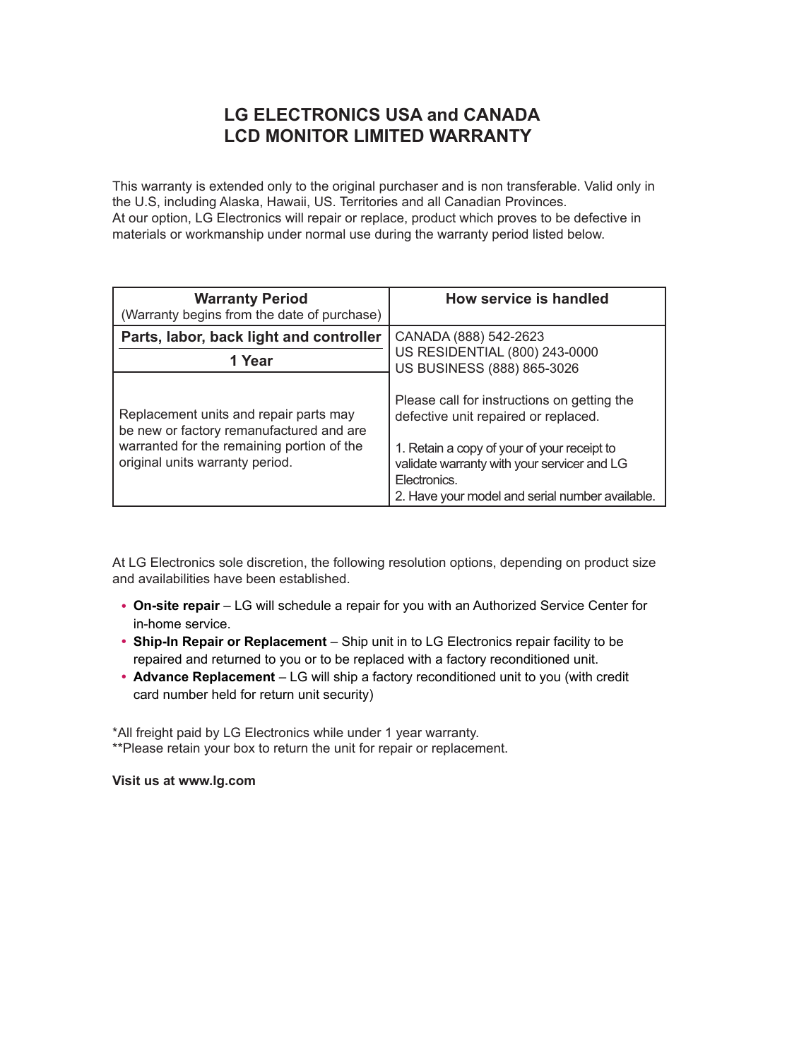# LG ELECTRONICS USA and CANADA
# LCD MONITOR LIMITED WARRANTY

This warranty is extended only to the original purchaser and is non transferable. Valid only in the U.S, including Alaska, Hawaii, US. Territories and all Canadian Provinces.
At our option, LG Electronics will repair or replace, product which proves to be defective in materials or workmanship under normal use during the warranty period listed below.

| **Warranty Period** (Warranty begins from the date of purchase) | **How service is handled** |
| --- | --- |
| **Parts, labor, back light and controller** **1 Year** | CANADA (888) 542-2623<br>US RESIDENTIAL (800) 243-0000<br>US BUSINESS (888) 865-3026 |
| Replacement units and repair parts may be new or factory remanufactured and are warranted for the remaining portion of the original units warranty period. | Please call for instructions on getting the defective unit repaired or replaced.<br><br>1. Retain a copy of your of your receipt to validate warranty with your servicer and LG Electronics.<br>2. Have your model and serial number available. |

At LG Electronics sole discretion, the following resolution options, depending on product size and availabilities have been established.

- **On-site repair** – LG will schedule a repair for you with an Authorized Service Center for in-home service.
- **Ship-In Repair or Replacement** – Ship unit in to LG Electronics repair facility to be repaired and returned to you or to be replaced with a factory reconditioned unit.
- **Advance Replacement** – LG will ship a factory reconditioned unit to you (with credit card number held for return unit security)

*All freight paid by LG Electronics while under 1 year warranty.
**Please retain your box to return the unit for repair or replacement.

**Visit us at www.lg.com**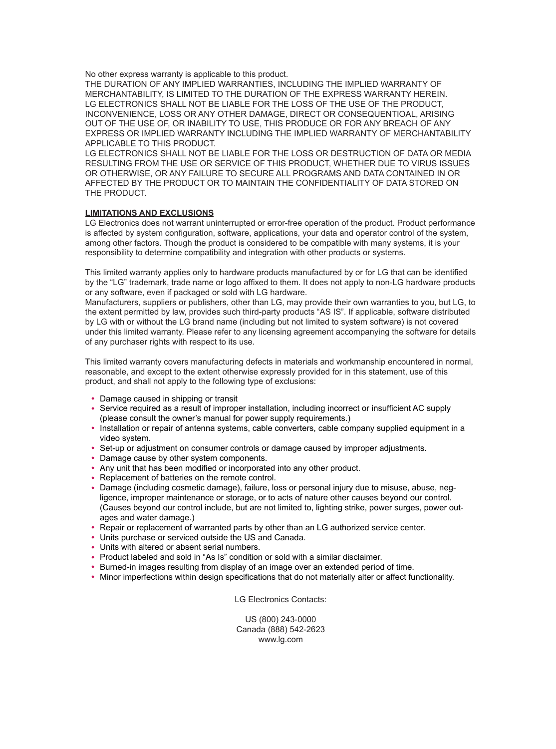No other express warranty is applicable to this product.
THE DURATION OF ANY IMPLIED WARRANTIES, INCLUDING THE IMPLIED WARRANTY OF MERCHANTABILITY, IS LIMITED TO THE DURATION OF THE EXPRESS WARRANTY HEREIN.
LG ELECTRONICS SHALL NOT BE LIABLE FOR THE LOSS OF THE USE OF THE PRODUCT, INCONVENIENCE, LOSS OR ANY OTHER DAMAGE, DIRECT OR CONSEQUENTIOAL, ARISING OUT OF THE USE OF, OR INABILITY TO USE, THIS PRODUCE OR FOR ANY BREACH OF ANY EXPRESS OR IMPLIED WARRANTY INCLUDING THE IMPLIED WARRANTY OF MERCHANTABILITY APPLICABLE TO THIS PRODUCT.
LG ELECTRONICS SHALL NOT BE LIABLE FOR THE LOSS OR DESTRUCTION OF DATA OR MEDIA RESULTING FROM THE USE OR SERVICE OF THIS PRODUCT, WHETHER DUE TO VIRUS ISSUES OR OTHERWISE, OR ANY FAILURE TO SECURE ALL PROGRAMS AND DATA CONTAINED IN OR AFFECTED BY THE PRODUCT OR TO MAINTAIN THE CONFIDENTIALITY OF DATA STORED ON THE PRODUCT.

**LIMITATIONS AND EXCLUSIONS**

LG Electronics does not warrant uninterrupted or error-free operation of the product. Product performance is affected by system configuration, software, applications, your data and operator control of the system, among other factors. Though the product is considered to be compatible with many systems, it is your responsibility to determine compatibility and integration with other products or systems.

This limited warranty applies only to hardware products manufactured by or for LG that can be identified by the “LG” trademark, trade name or logo affixed to them. It does not apply to non-LG hardware products or any software, even if packaged or sold with LG hardware.
Manufacturers, suppliers or publishers, other than LG, may provide their own warranties to you, but LG, to the extent permitted by law, provides such third-party products “AS IS”. If applicable, software distributed by LG with or without the LG brand name (including but not limited to system software) is not covered under this limited warranty. Please refer to any licensing agreement accompanying the software for details of any purchaser rights with respect to its use.

This limited warranty covers manufacturing defects in materials and workmanship encountered in normal, reasonable, and except to the extent otherwise expressly provided for in this statement, use of this product, and shall not apply to the following type of exclusions:

- Damage caused in shipping or transit
- Service required as a result of improper installation, including incorrect or insufficient AC supply (please consult the owner’s manual for power supply requirements.)
- Installation or repair of antenna systems, cable converters, cable company supplied equipment in a video system.
- Set-up or adjustment on consumer controls or damage caused by improper adjustments.
- Damage cause by other system components.
- Any unit that has been modified or incorporated into any other product.
- Replacement of batteries on the remote control.
- Damage (including cosmetic damage), failure, loss or personal injury due to misuse, abuse, negligence, improper maintenance or storage, or to acts of nature other causes beyond our control. (Causes beyond our control include, but are not limited to, lighting strike, power surges, power outages and water damage.)
- Repair or replacement of warranted parts by other than an LG authorized service center.
- Units purchase or serviced outside the US and Canada.
- Units with altered or absent serial numbers.
- Product labeled and sold in “As Is” condition or sold with a similar disclaimer.
- Burned-in images resulting from display of an image over an extended period of time.
- Minor imperfections within design specifications that do not materially alter or affect functionality.

LG Electronics Contacts:

US (800) 243-0000
Canada (888) 542-2623
www.lg.com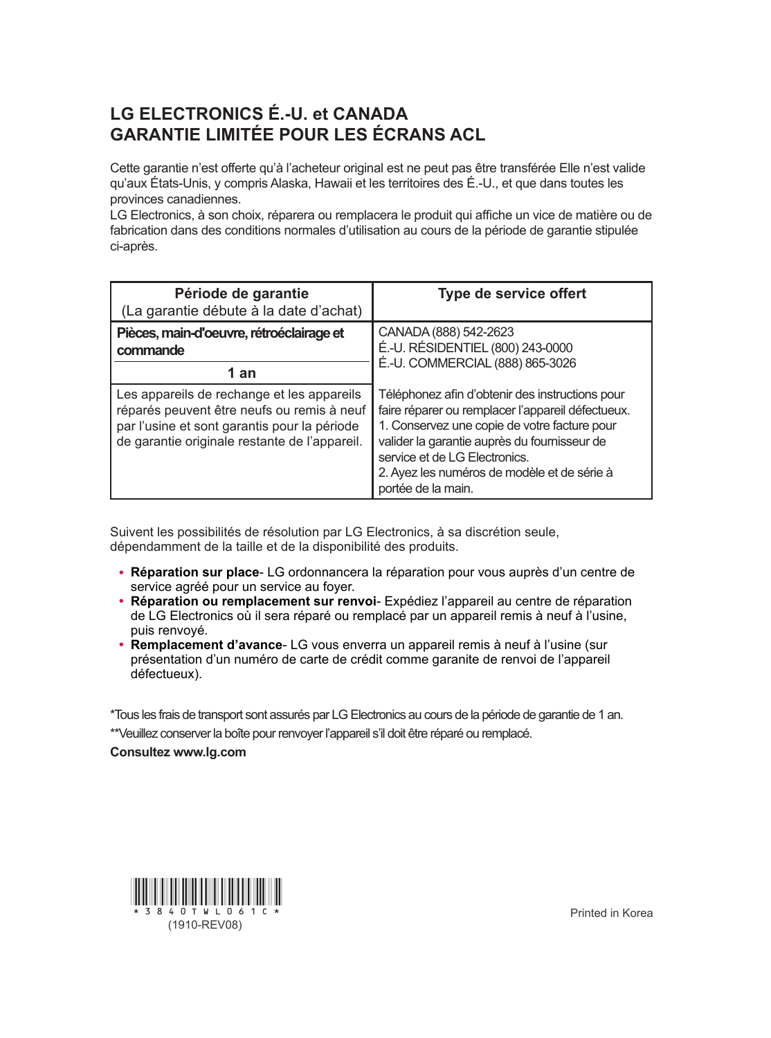# LG ELECTRONICS É.-U. et CANADA
# GARANTIE LIMITÉE POUR LES ÉCRANS ACL

Cette garantie n'est offerte qu'à l'acheteur original est ne peut pas être transférée Elle n'est valide qu'aux États-Unis, y compris Alaska, Hawaii et les territoires des É.-U., et que dans toutes les provinces canadiennes.
LG Electronics, à son choix, réparera ou remplacera le produit qui affiche un vice de matière ou de fabrication dans des conditions normales d'utilisation au cours de la période de garantie stipulée ci-après.

| Période de garantie (La garantie débute à la date d'achat) | Type de service offert |
|---|---|
| **Pièces, main-d'oeuvre, rétroéclairage et commande** | CANADA (888) 542-2623<br>É.-U. RÉSIDENTIEL (800) 243-0000<br>É.-U. COMMERCIAL (888) 865-3026 |
| **1 an** | |
| Les appareils de rechange et les appareils réparés peuvent être neufs ou remis à neuf par l'usine et sont garantis pour la période de garantie originale restante de l'appareil. | Téléphonez afin d'obtenir des instructions pour faire réparer ou remplacer l'appareil défectueux.<br>1. Conservez une copie de votre facture pour valider la garantie auprès du fournisseur de service et de LG Electronics.<br>2. Ayez les numéros de modèle et de série à portée de la main. |

Suivent les possibilités de résolution par LG Electronics, à sa discrétion seule, dépendamment de la taille et de la disponibilité des produits.

- **Réparation sur place**- LG ordonnancera la réparation pour vous auprès d'un centre de service agréé pour un service au foyer.
- **Réparation ou remplacement sur renvoi**- Expédiez l'appareil au centre de réparation de LG Electronics où il sera réparé ou remplacé par un appareil remis à neuf à l'usine, puis renvoyé.
- **Remplacement d'avance**- LG vous enverra un appareil remis à neuf à l'usine (sur présentation d'un numéro de carte de crédit comme garanite de renvoi de l'appareil défectueux).

*Tous les frais de transport sont assurés par LG Electronics au cours de la période de garantie de 1 an.

**Veuillez conserver la boîte pour renvoyer l'appareil s'il doit être réparé ou remplacé.

**Consultez www.lg.com**

*3840TWL061C*
(1910-REV08)

Printed in Korea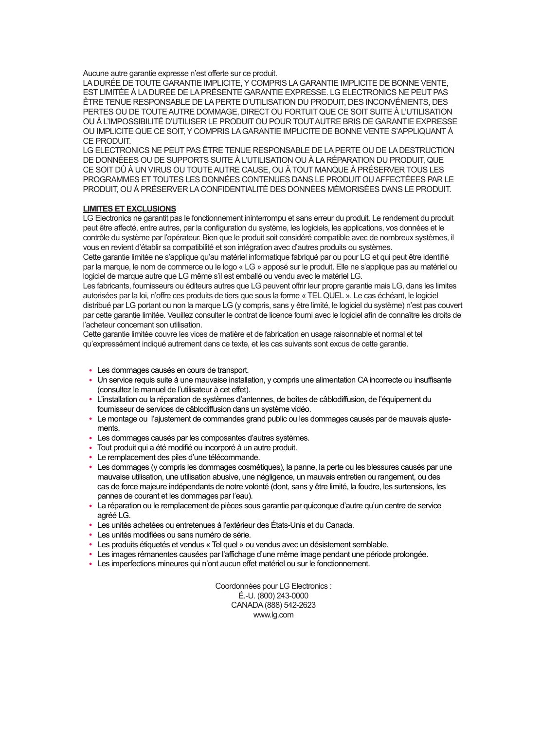Aucune autre garantie expresse n'est offerte sur ce produit.
LA DURÉE DE TOUTE GARANTIE IMPLICITE, Y COMPRIS LA GARANTIE IMPLICITE DE BONNE VENTE, EST LIMITÉE À LA DURÉE DE LA PRÉSENTE GARANTIE EXPRESSE. LG ELECTRONICS NE PEUT PAS ÊTRE TENUE RESPONSABLE DE LA PERTE D'UTILISATION DU PRODUIT, DES INCONVÉNIENTS, DES PERTES OU DE TOUTE AUTRE DOMMAGE, DIRECT OU FORTUIT QUE CE SOIT SUITE À L'UTILISATION OU À L'IMPOSSIBILITÉ D'UTILISER LE PRODUIT OU POUR TOUT AUTRE BRIS DE GARANTIE EXPRESSE OU IMPLICITE QUE CE SOIT, Y COMPRIS LA GARANTIE IMPLICITE DE BONNE VENTE S'APPLIQUANT À CE PRODUIT.
LG ELECTRONICS NE PEUT PAS ÊTRE TENUE RESPONSABLE DE LA PERTE OU DE LA DESTRUCTION DE DONNÉEES OU DE SUPPORTS SUITE À L'UTILISATION OU À LA RÉPARATION DU PRODUIT, QUE CE SOIT DÛ À UN VIRUS OU TOUTE AUTRE CAUSE, OU À TOUT MANQUE À PRÉSERVER TOUS LES PROGRAMMES ET TOUTES LES DONNÉES CONTENUES DANS LE PRODUIT OU AFFECTÉEES PAR LE PRODUIT, OU À PRÉSERVER LA CONFIDENTIALITÉ DES DONNÉES MÉMORISÉES DANS LE PRODUIT.

**LIMITES ET EXCLUSIONS**

LG Electronics ne garantit pas le fonctionnement ininterrompu et sans erreur du produit. Le rendement du produit peut être affecté, entre autres, par la configuration du système, les logiciels, les applications, vos données et le contrôle du système par l'opérateur. Bien que le produit soit considéré compatible avec de nombreux systèmes, il vous en revient d'établir sa compatibilité et son intégration avec d'autres produits ou systèmes.
Cette garantie limitée ne s'applique qu'au matériel informatique fabriqué par ou pour LG et qui peut être identifié par la marque, le nom de commerce ou le logo « LG » apposé sur le produit. Elle ne s'applique pas au matériel ou logiciel de marque autre que LG même s'il est emballé ou vendu avec le matériel LG.
Les fabricants, fournisseurs ou éditeurs autres que LG peuvent offrir leur propre garantie mais LG, dans les limites autorisées par la loi, n'offre ces produits de tiers que sous la forme « TEL QUEL ». Le cas échéant, le logiciel distribué par LG portant ou non la marque LG (y compris, sans y être limité, le logiciel du système) n'est pas couvert par cette garantie limitée. Veuillez consulter le contrat de licence fourni avec le logiciel afin de connaître les droits de l'acheteur concernant son utilisation.
Cette garantie limitée couvre les vices de matière et de fabrication en usage raisonnable et normal et tel qu'expressément indiqué autrement dans ce texte, et les cas suivants sont excus de cette garantie.

- Les dommages causés en cours de transport.
- Un service requis suite à une mauvaise installation, y compris une alimentation CA incorrecte ou insuffisante (consultez le manuel de l'utilisateur à cet effet).
- L'installation ou la réparation de systèmes d'antennes, de boîtes de câblodiffusion, de l'équipement du fournisseur de services de câblodiffusion dans un système vidéo.
- Le montage ou l'ajustement de commandes grand public ou les dommages causés par de mauvais ajuste-ments.
- Les dommages causés par les composantes d'autres systèmes.
- Tout produit qui a été modifié ou incorporé à un autre produit.
- Le remplacement des piles d'une télécommande.
- Les dommages (y compris les dommages cosmétiques), la panne, la perte ou les blessures causés par une mauvaise utilisation, une utilisation abusive, une négligence, un mauvais entretien ou rangement, ou des cas de force majeure indépendants de notre volonté (dont, sans y être limité, la foudre, les surtensions, les pannes de courant et les dommages par l'eau).
- La réparation ou le remplacement de pièces sous garantie par quiconque d'autre qu'un centre de service agréé LG.
- Les unités achetées ou entretenues à l'extérieur des États-Unis et du Canada.
- Les unités modifiées ou sans numéro de série.
- Les produits étiquetés et vendus « Tel quel » ou vendus avec un désistement semblable.
- Les images rémanentes causées par l'affichage d'une même image pendant une période prolongée.
- Les imperfections mineures qui n'ont aucun effet matériel ou sur le fonctionnement.

Coordonnées pour LG Electronics :
É.-U. (800) 243-0000
CANADA (888) 542-2623
www.lg.com